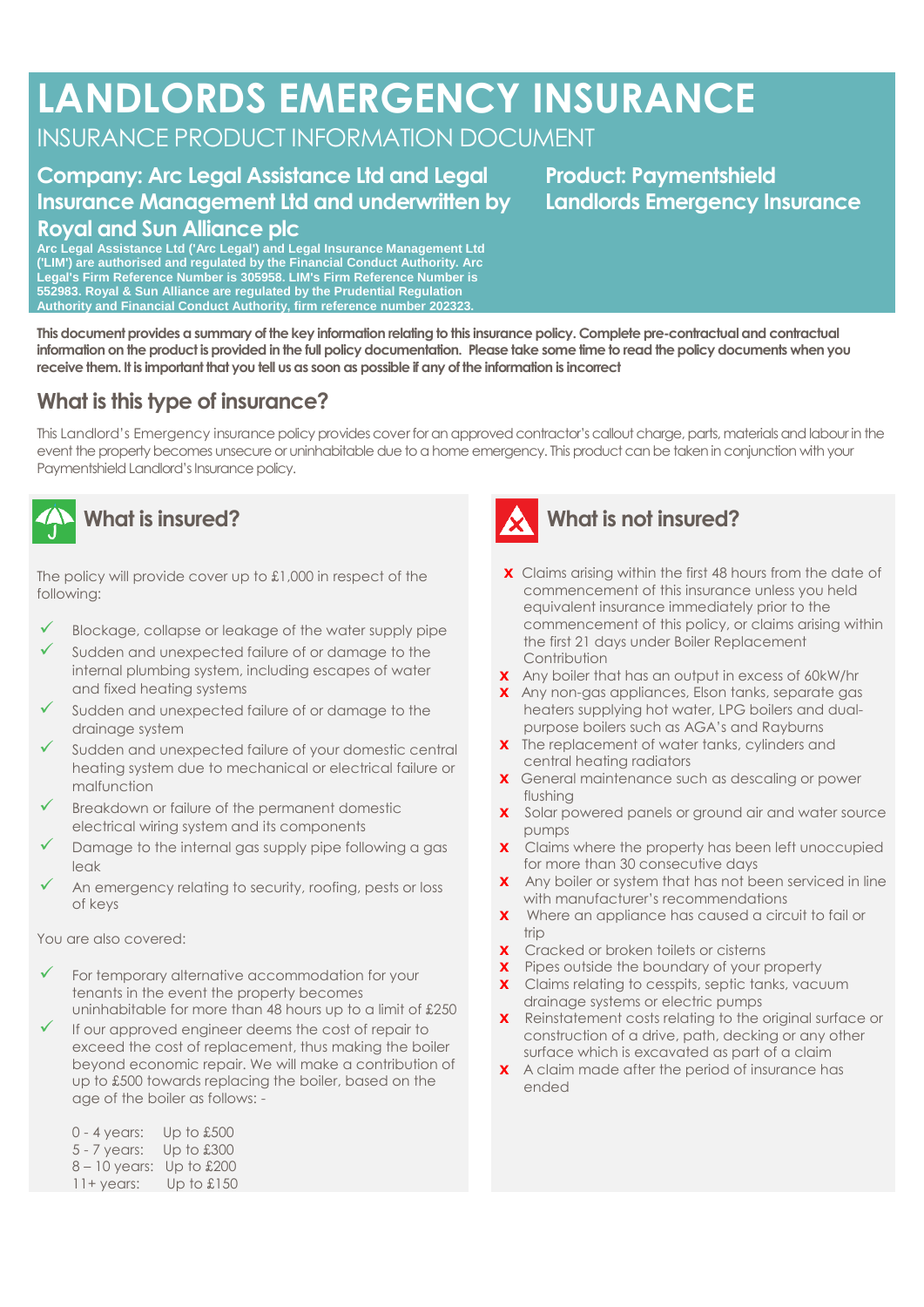# LANDLORDS EMERGENCY INSURANCE

## INSURANCE PRODUCT INFORMATION DOCUMENT

### Company: Arc Legal Assistance Ltd and Legal Insurance Management Ltd and underwritten by Royal and Sun Alliance plc

**Arc Legal Assistance Ltd ('Arc Legal') and Legal Insurance Management Ltd ('LIM') are authorised and regulated by the Financial Conduct Authority. Arc Legal's Firm Reference Number is 305958. LIM's Firm Reference Number is 552983. Royal & Sun Alliance are regulated by the Prudential Regulation Authority and Financial Conduct Authority, firm reference number 202323.**

### Product: Paymentshield Landlords Emergency Insurance

**This document provides a summary of the key information relating to this insurance policy. Complete pre-contractual and contractual information on the product is provided in the full policy documentation. Please take some time to read the policy documents when you receive them. It is important that you tell us as soon as possible if any of the information is incorrect**

## What is this type of insurance?

This Landlord's Emergency insurance policy provides cover for an approved contractor's callout charge, parts, materials and labour in the event the property becomes unsecure or uninhabitable due to a home emergency. This product can be taken in conjunction with your Paymentshield Landlord's Insurance policy.

## What is insured?

The policy will provide cover up to £1,000 in respect of the following:

- ✓ Blockage, collapse or leakage of the water supply pipe
- ✓ Sudden and unexpected failure of or damage to the internal plumbing system, including escapes of water and fixed heating systems
- ✓ Sudden and unexpected failure of or damage to the drainage system
- ✓ Sudden and unexpected failure of your domestic central heating system due to mechanical or electrical failure or malfunction
- ✓ Breakdown or failure of the permanent domestic electrical wiring system and its components
- ✓ Damage to the internal gas supply pipe following a gas leak
- ✓ An emergency relating to security, roofing, pests or loss of keys

You are also covered:

- ✓ For temporary alternative accommodation for your tenants in the event the property becomes uninhabitable for more than 48 hours up to a limit of £250
- ✓ If our approved engineer deems the cost of repair to exceed the cost of replacement, thus making the boiler beyond economic repair. We will make a contribution of up to £500 towards replacing the boiler, based on the age of the boiler as follows: -

| | |
|---|---|
| 0 - 4 years: | Up to £500 |
| 5 - 7 years: | Up to £300 |
| 8 – 10 years: | Up to £200 |
| 11+ years: | Up to £150 |

## What is not insured?

- ✗ Claims arising within the first 48 hours from the date of commencement of this insurance unless you held equivalent insurance immediately prior to the commencement of this policy, or claims arising within the first 21 days under Boiler Replacement Contribution
- ✗ Any boiler that has an output in excess of 60kW/hr
- ✗ Any non-gas appliances, Elson tanks, separate gas heaters supplying hot water, LPG boilers and dual-purpose boilers such as AGA's and Rayburns
- ✗ The replacement of water tanks, cylinders and central heating radiators
- ✗ General maintenance such as descaling or power flushing
- ✗ Solar powered panels or ground air and water source pumps
- ✗ Claims where the property has been left unoccupied for more than 30 consecutive days
- ✗ Any boiler or system that has not been serviced in line with manufacturer's recommendations
- ✗ Where an appliance has caused a circuit to fail or trip
- ✗ Cracked or broken toilets or cisterns
- ✗ Pipes outside the boundary of your property
- ✗ Claims relating to cesspits, septic tanks, vacuum drainage systems or electric pumps
- ✗ Reinstatement costs relating to the original surface or construction of a drive, path, decking or any other surface which is excavated as part of a claim
- ✗ A claim made after the period of insurance has ended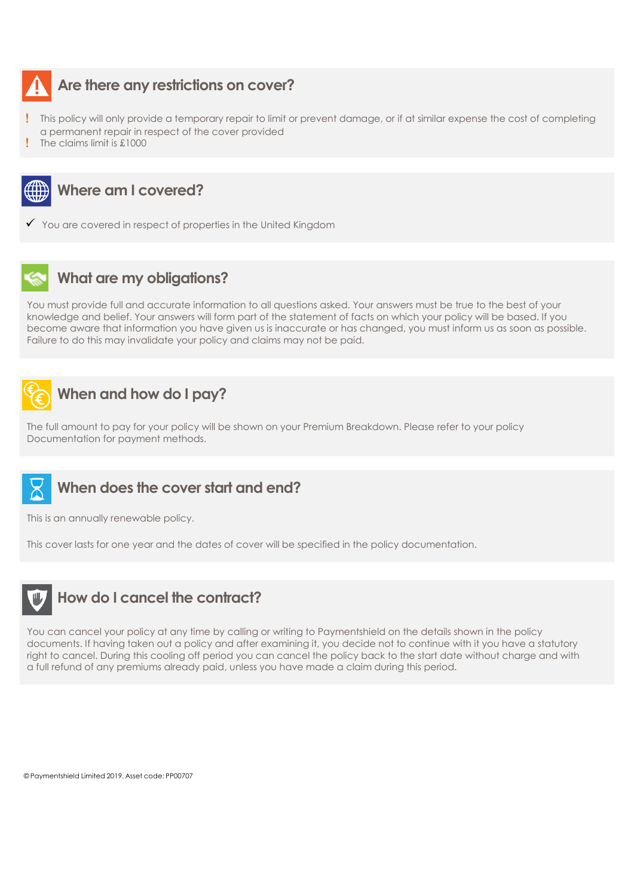## Are there any restrictions on cover?

- ! This policy will only provide a temporary repair to limit or prevent damage, or if at similar expense the cost of completing a permanent repair in respect of the cover provided
- ! The claims limit is £1000

## Where am I covered?

- ✓ You are covered in respect of properties in the United Kingdom

## What are my obligations?

You must provide full and accurate information to all questions asked. Your answers must be true to the best of your knowledge and belief. Your answers will form part of the statement of facts on which your policy will be based. If you become aware that information you have given us is inaccurate or has changed, you must inform us as soon as possible. Failure to do this may invalidate your policy and claims may not be paid.

## When and how do I pay?

The full amount to pay for your policy will be shown on your Premium Breakdown. Please refer to your policy Documentation for payment methods.

## When does the cover start and end?

This is an annually renewable policy.

This cover lasts for one year and the dates of cover will be specified in the policy documentation.

## How do I cancel the contract?

You can cancel your policy at any time by calling or writing to Paymentshield on the details shown in the policy documents. If having taken out a policy and after examining it, you decide not to continue with it you have a statutory right to cancel. During this cooling off period you can cancel the policy back to the start date without charge and with a full refund of any premiums already paid, unless you have made a claim during this period.

© Paymentshield Limited 2019. Asset code: PP00707